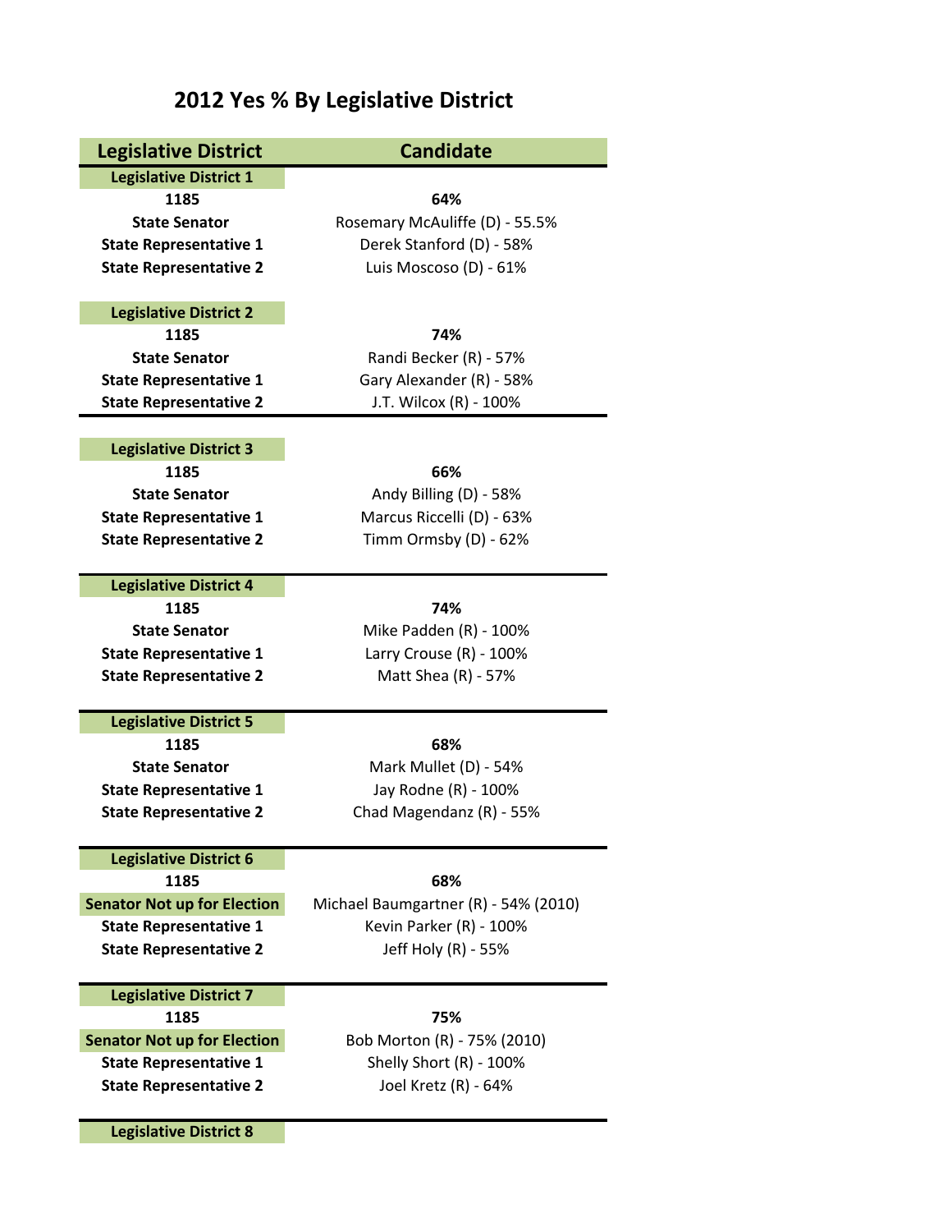# 2012 Yes % By Legislative District

| Legislative District | Candidate |
| --- | --- |
| **Legislative District 1** | |
| **1185** | **64%** |
| **State Senator** | Rosemary McAuliffe (D) - 55.5% |
| **State Representative 1** | Derek Stanford (D) - 58% |
| **State Representative 2** | Luis Moscoso (D) - 61% |
| **Legislative District 2** | |
| **1185** | **74%** |
| **State Senator** | Randi Becker (R) - 57% |
| **State Representative 1** | Gary Alexander (R) - 58% |
| **State Representative 2** | J.T. Wilcox (R) - 100% |
| **Legislative District 3** | |
| **1185** | **66%** |
| **State Senator** | Andy Billing (D) - 58% |
| **State Representative 1** | Marcus Riccelli (D) - 63% |
| **State Representative 2** | Timm Ormsby (D) - 62% |
| **Legislative District 4** | |
| **1185** | **74%** |
| **State Senator** | Mike Padden (R) - 100% |
| **State Representative 1** | Larry Crouse (R) - 100% |
| **State Representative 2** | Matt Shea (R) - 57% |
| **Legislative District 5** | |
| **1185** | **68%** |
| **State Senator** | Mark Mullet (D) - 54% |
| **State Representative 1** | Jay Rodne (R) - 100% |
| **State Representative 2** | Chad Magendanz (R) - 55% |
| **Legislative District 6** | |
| **1185** | **68%** |
| **Senator Not up for Election** | Michael Baumgartner (R) - 54% (2010) |
| **State Representative 1** | Kevin Parker (R) - 100% |
| **State Representative 2** | Jeff Holy (R) - 55% |
| **Legislative District 7** | |
| **1185** | **75%** |
| **Senator Not up for Election** | Bob Morton (R) - 75% (2010) |
| **State Representative 1** | Shelly Short (R) - 100% |
| **State Representative 2** | Joel Kretz (R) - 64% |
| **Legislative District 8** | |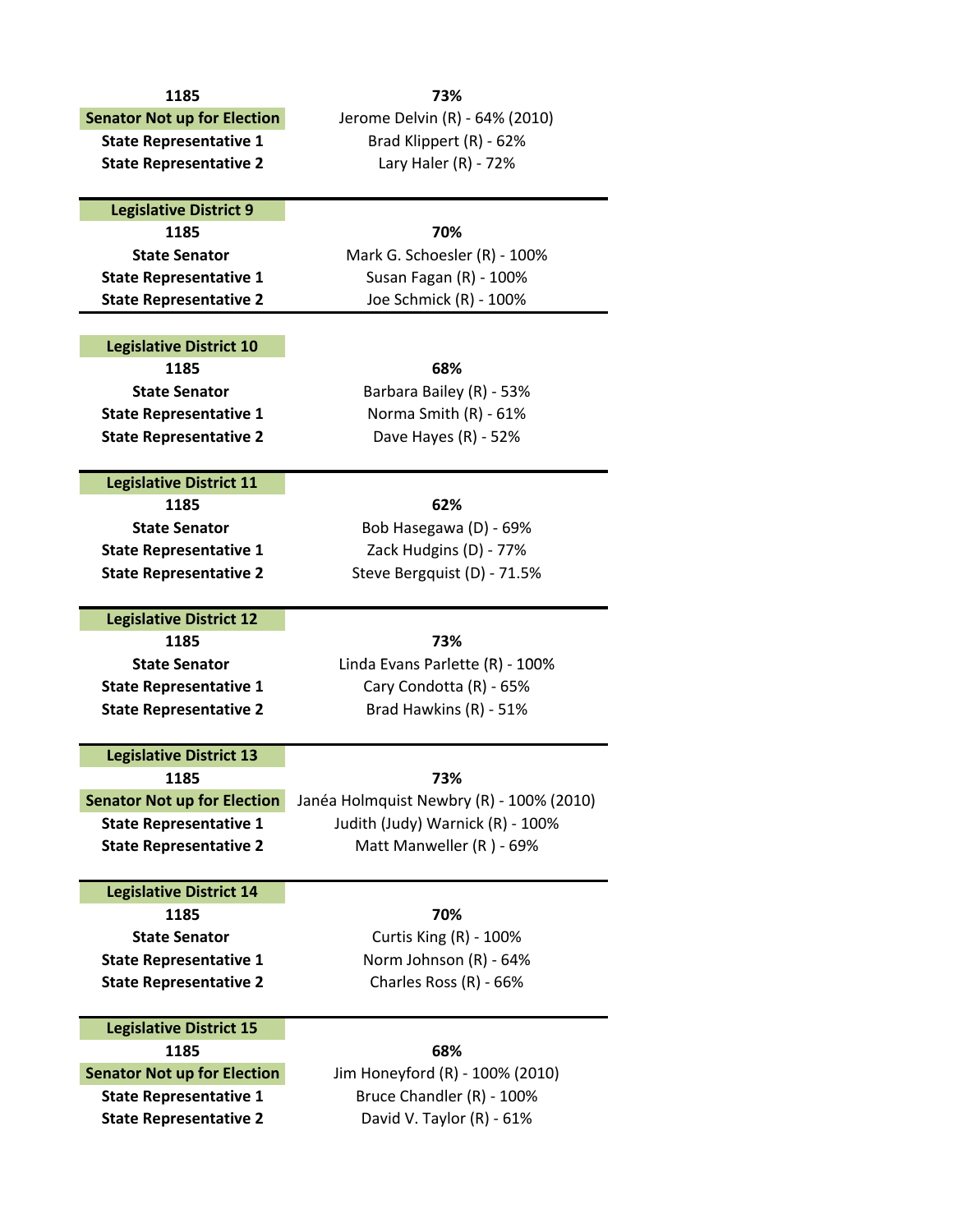| | |
|---|---|
| **1185** | **73%** |
| **Senator Not up for Election** | Jerome Delvin (R) - 64% (2010) |
| **State Representative 1** | Brad Klippert (R) - 62% |
| **State Representative 2** | Lary Haler (R) - 72% |

| **Legislative District 9** | |
|---|---|
| **1185** | **70%** |
| **State Senator** | Mark G. Schoesler (R) - 100% |
| **State Representative 1** | Susan Fagan (R) - 100% |
| **State Representative 2** | Joe Schmick (R) - 100% |

| **Legislative District 10** | |
|---|---|
| **1185** | **68%** |
| **State Senator** | Barbara Bailey (R) - 53% |
| **State Representative 1** | Norma Smith (R) - 61% |
| **State Representative 2** | Dave Hayes (R) - 52% |

| **Legislative District 11** | |
|---|---|
| **1185** | **62%** |
| **State Senator** | Bob Hasegawa (D) - 69% |
| **State Representative 1** | Zack Hudgins (D) - 77% |
| **State Representative 2** | Steve Bergquist (D) - 71.5% |

| **Legislative District 12** | |
|---|---|
| **1185** | **73%** |
| **State Senator** | Linda Evans Parlette (R) - 100% |
| **State Representative 1** | Cary Condotta (R) - 65% |
| **State Representative 2** | Brad Hawkins (R) - 51% |

| **Legislative District 13** | |
|---|---|
| **1185** | **73%** |
| **Senator Not up for Election** | Janéa Holmquist Newbry (R) - 100% (2010) |
| **State Representative 1** | Judith (Judy) Warnick (R) - 100% |
| **State Representative 2** | Matt Manweller (R ) - 69% |

| **Legislative District 14** | |
|---|---|
| **1185** | **70%** |
| **State Senator** | Curtis King (R) - 100% |
| **State Representative 1** | Norm Johnson (R) - 64% |
| **State Representative 2** | Charles Ross (R) - 66% |

| **Legislative District 15** | |
|---|---|
| **1185** | **68%** |
| **Senator Not up for Election** | Jim Honeyford (R) - 100% (2010) |
| **State Representative 1** | Bruce Chandler (R) - 100% |
| **State Representative 2** | David V. Taylor (R) - 61% |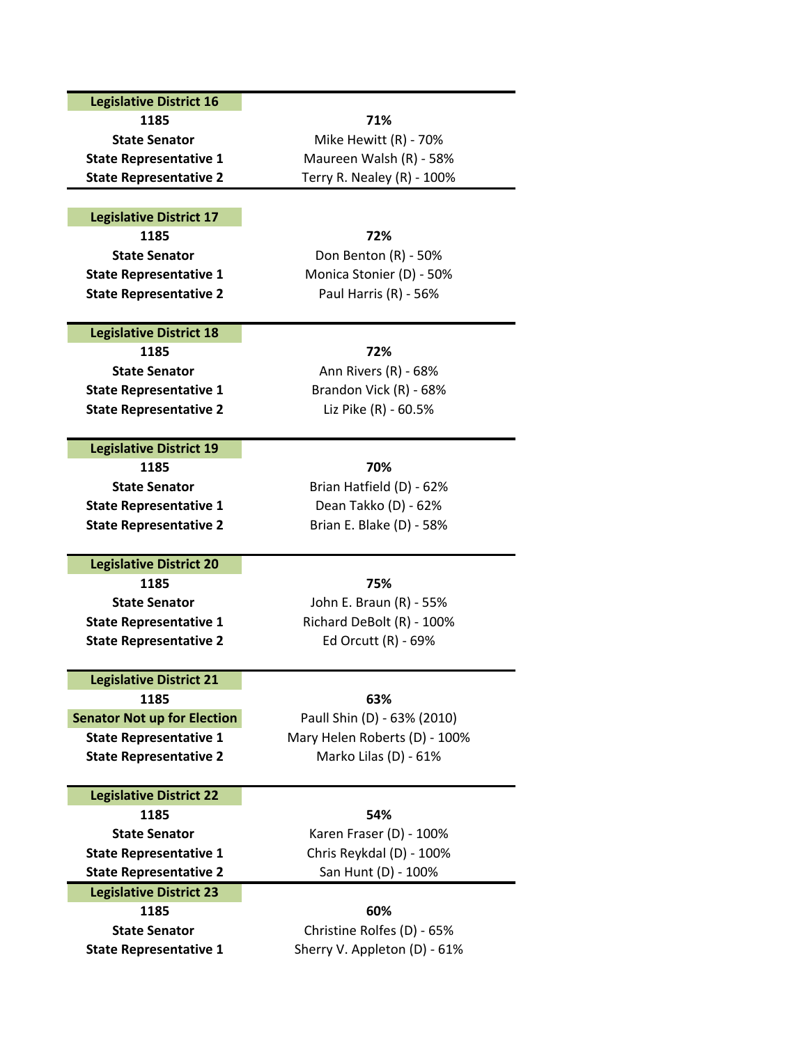| Legislative District 16 | |
| --- | --- |
| 1185 | 71% |
| State Senator | Mike Hewitt (R) - 70% |
| State Representative 1 | Maureen Walsh (R) - 58% |
| State Representative 2 | Terry R. Nealey (R) - 100% |

| Legislative District 17 | |
| --- | --- |
| 1185 | 72% |
| State Senator | Don Benton (R) - 50% |
| State Representative 1 | Monica Stonier (D) - 50% |
| State Representative 2 | Paul Harris (R) - 56% |

| Legislative District 18 | |
| --- | --- |
| 1185 | 72% |
| State Senator | Ann Rivers (R) - 68% |
| State Representative 1 | Brandon Vick (R) - 68% |
| State Representative 2 | Liz Pike (R) - 60.5% |

| Legislative District 19 | |
| --- | --- |
| 1185 | 70% |
| State Senator | Brian Hatfield (D) - 62% |
| State Representative 1 | Dean Takko (D) - 62% |
| State Representative 2 | Brian E. Blake (D) - 58% |

| Legislative District 20 | |
| --- | --- |
| 1185 | 75% |
| State Senator | John E. Braun (R) - 55% |
| State Representative 1 | Richard DeBolt (R) - 100% |
| State Representative 2 | Ed Orcutt (R) - 69% |

| Legislative District 21 | |
| --- | --- |
| 1185 | 63% |
| Senator Not up for Election | Paull Shin (D) - 63% (2010) |
| State Representative 1 | Mary Helen Roberts (D) - 100% |
| State Representative 2 | Marko Lilas (D) - 61% |

| Legislative District 22 | |
| --- | --- |
| 1185 | 54% |
| State Senator | Karen Fraser (D) - 100% |
| State Representative 1 | Chris Reykdal (D) - 100% |
| State Representative 2 | San Hunt (D) - 100% |

| Legislative District 23 | |
| --- | --- |
| 1185 | 60% |
| State Senator | Christine Rolfes (D) - 65% |
| State Representative 1 | Sherry V. Appleton (D) - 61% |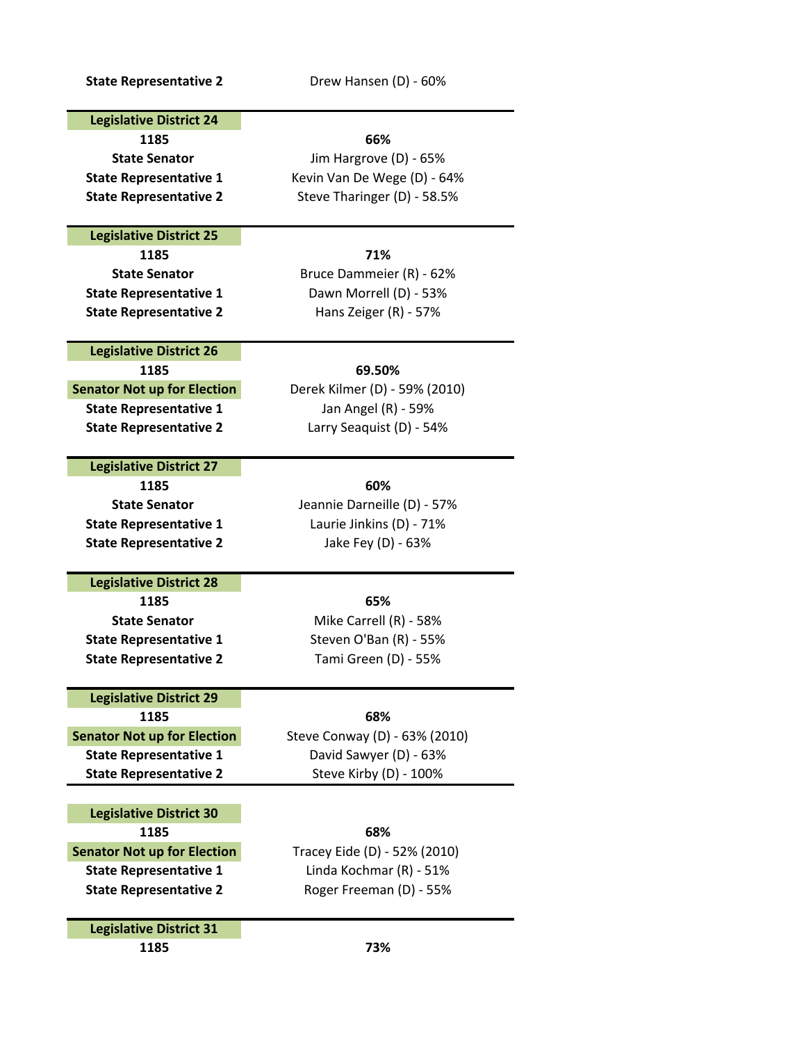| State Representative 2 | Drew Hansen (D) - 60% |
|---|---|

| **Legislative District 24** | |
|---|---|
| **1185** | **66%** |
| **State Senator** | Jim Hargrove (D) - 65% |
| **State Representative 1** | Kevin Van De Wege (D) - 64% |
| **State Representative 2** | Steve Tharinger (D) - 58.5% |

| **Legislative District 25** | |
|---|---|
| **1185** | **71%** |
| **State Senator** | Bruce Dammeier (R) - 62% |
| **State Representative 1** | Dawn Morrell (D) - 53% |
| **State Representative 2** | Hans Zeiger (R) - 57% |

| **Legislative District 26** | |
|---|---|
| **1185** | **69.50%** |
| **Senator Not up for Election** | Derek Kilmer (D) - 59% (2010) |
| **State Representative 1** | Jan Angel (R) - 59% |
| **State Representative 2** | Larry Seaquist (D) - 54% |

| **Legislative District 27** | |
|---|---|
| **1185** | **60%** |
| **State Senator** | Jeannie Darneille (D) - 57% |
| **State Representative 1** | Laurie Jinkins (D) - 71% |
| **State Representative 2** | Jake Fey (D) - 63% |

| **Legislative District 28** | |
|---|---|
| **1185** | **65%** |
| **State Senator** | Mike Carrell (R) - 58% |
| **State Representative 1** | Steven O'Ban (R) - 55% |
| **State Representative 2** | Tami Green (D) - 55% |

| **Legislative District 29** | |
|---|---|
| **1185** | **68%** |
| **Senator Not up for Election** | Steve Conway (D) - 63% (2010) |
| **State Representative 1** | David Sawyer (D) - 63% |
| **State Representative 2** | Steve Kirby (D) - 100% |

| **Legislative District 30** | |
|---|---|
| **1185** | **68%** |
| **Senator Not up for Election** | Tracey Eide (D) - 52% (2010) |
| **State Representative 1** | Linda Kochmar (R) - 51% |
| **State Representative 2** | Roger Freeman (D) - 55% |

| **Legislative District 31** | |
|---|---|
| **1185** | **73%** |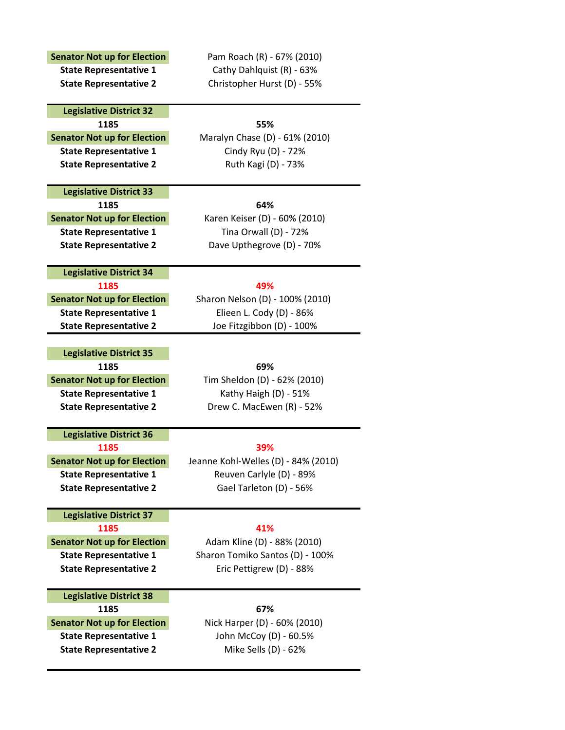| | |
|---|---|
| **Senator Not up for Election** | Pam Roach (R) - 67% (2010) |
| **State Representative 1** | Cathy Dahlquist (R) - 63% |
| **State Representative 2** | Christopher Hurst (D) - 55% |

| **Legislative District 32** | |
|---|---|
| **1185** | **55%** |
| **Senator Not up for Election** | Maralyn Chase (D) - 61% (2010) |
| **State Representative 1** | Cindy Ryu (D) - 72% |
| **State Representative 2** | Ruth Kagi (D) - 73% |

| **Legislative District 33** | |
|---|---|
| **1185** | **64%** |
| **Senator Not up for Election** | Karen Keiser (D) - 60% (2010) |
| **State Representative 1** | Tina Orwall (D) - 72% |
| **State Representative 2** | Dave Upthegrove (D) - 70% |

| **Legislative District 34** | |
|---|---|
| **1185** | **49%** |
| **Senator Not up for Election** | Sharon Nelson (D) - 100% (2010) |
| **State Representative 1** | Elieen L. Cody (D) - 86% |
| **State Representative 2** | Joe Fitzgibbon (D) - 100% |

| **Legislative District 35** | |
|---|---|
| **1185** | **69%** |
| **Senator Not up for Election** | Tim Sheldon (D) - 62% (2010) |
| **State Representative 1** | Kathy Haigh (D) - 51% |
| **State Representative 2** | Drew C. MacEwen (R) - 52% |

| **Legislative District 36** | |
|---|---|
| **1185** | **39%** |
| **Senator Not up for Election** | Jeanne Kohl-Welles (D) - 84% (2010) |
| **State Representative 1** | Reuven Carlyle (D) - 89% |
| **State Representative 2** | Gael Tarleton (D) - 56% |

| **Legislative District 37** | |
|---|---|
| **1185** | **41%** |
| **Senator Not up for Election** | Adam Kline (D) - 88% (2010) |
| **State Representative 1** | Sharon Tomiko Santos (D) - 100% |
| **State Representative 2** | Eric Pettigrew (D) - 88% |

| **Legislative District 38** | |
|---|---|
| **1185** | **67%** |
| **Senator Not up for Election** | Nick Harper (D) - 60% (2010) |
| **State Representative 1** | John McCoy (D) - 60.5% |
| **State Representative 2** | Mike Sells (D) - 62% |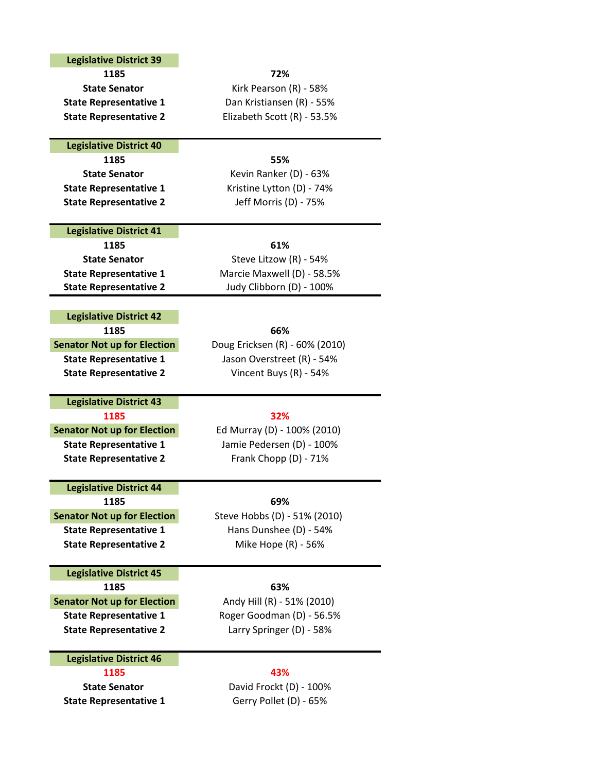| Legislative District 39 | |
|---|---|
| 1185 | 72% |
| State Senator | Kirk Pearson (R) - 58% |
| State Representative 1 | Dan Kristiansen (R) - 55% |
| State Representative 2 | Elizabeth Scott (R) - 53.5% |

| Legislative District 40 | |
|---|---|
| 1185 | 55% |
| State Senator | Kevin Ranker (D) - 63% |
| State Representative 1 | Kristine Lytton (D) - 74% |
| State Representative 2 | Jeff Morris (D) - 75% |

| Legislative District 41 | |
|---|---|
| 1185 | 61% |
| State Senator | Steve Litzow (R) - 54% |
| State Representative 1 | Marcie Maxwell (D) - 58.5% |
| State Representative 2 | Judy Clibborn (D) - 100% |

| Legislative District 42 | |
|---|---|
| 1185 | 66% |
| Senator Not up for Election | Doug Ericksen (R) - 60% (2010) |
| State Representative 1 | Jason Overstreet (R) - 54% |
| State Representative 2 | Vincent Buys (R) - 54% |

| Legislative District 43 | |
|---|---|
| 1185 | 32% |
| Senator Not up for Election | Ed Murray (D) - 100% (2010) |
| State Representative 1 | Jamie Pedersen (D) - 100% |
| State Representative 2 | Frank Chopp (D) - 71% |

| Legislative District 44 | |
|---|---|
| 1185 | 69% |
| Senator Not up for Election | Steve Hobbs (D) - 51% (2010) |
| State Representative 1 | Hans Dunshee (D) - 54% |
| State Representative 2 | Mike Hope (R) - 56% |

| Legislative District 45 | |
|---|---|
| 1185 | 63% |
| Senator Not up for Election | Andy Hill (R) - 51% (2010) |
| State Representative 1 | Roger Goodman (D) - 56.5% |
| State Representative 2 | Larry Springer (D) - 58% |

| Legislative District 46 | |
|---|---|
| 1185 | 43% |
| State Senator | David Frockt (D) - 100% |
| State Representative 1 | Gerry Pollet (D) - 65% |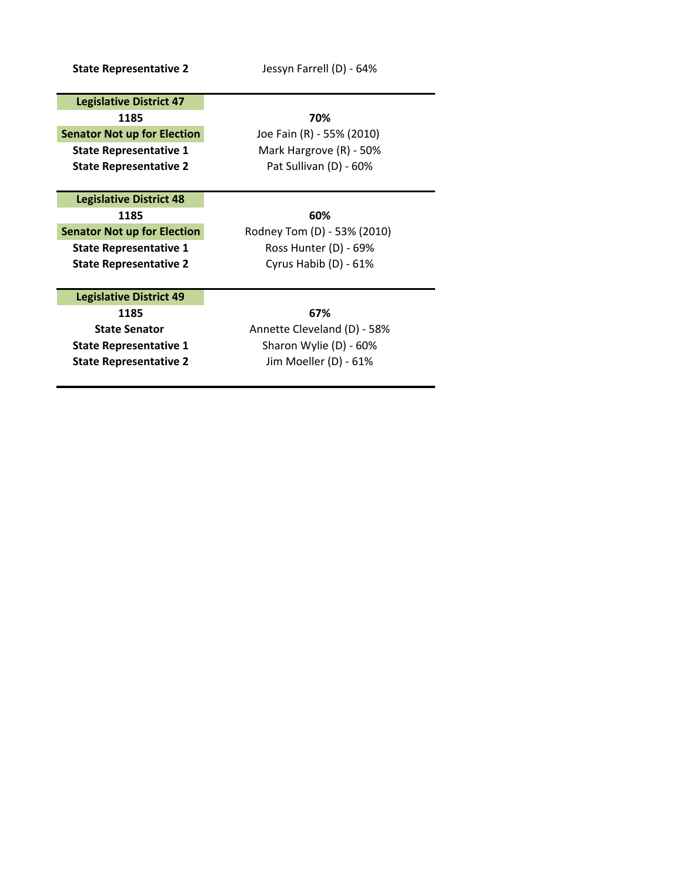| | |
|---|---|
| **State Representative 2** | Jessyn Farrell (D) - 64% |
| **Legislative District 47** | |
| **1185** | **70%** |
| **Senator Not up for Election** | Joe Fain (R) - 55% (2010) |
| **State Representative 1** | Mark Hargrove (R) - 50% |
| **State Representative 2** | Pat Sullivan (D) - 60% |
| **Legislative District 48** | |
| **1185** | **60%** |
| **Senator Not up for Election** | Rodney Tom (D) - 53% (2010) |
| **State Representative 1** | Ross Hunter (D) - 69% |
| **State Representative 2** | Cyrus Habib (D) - 61% |
| **Legislative District 49** | |
| **1185** | **67%** |
| **State Senator** | Annette Cleveland (D) - 58% |
| **State Representative 1** | Sharon Wylie (D) - 60% |
| **State Representative 2** | Jim Moeller (D) - 61% |